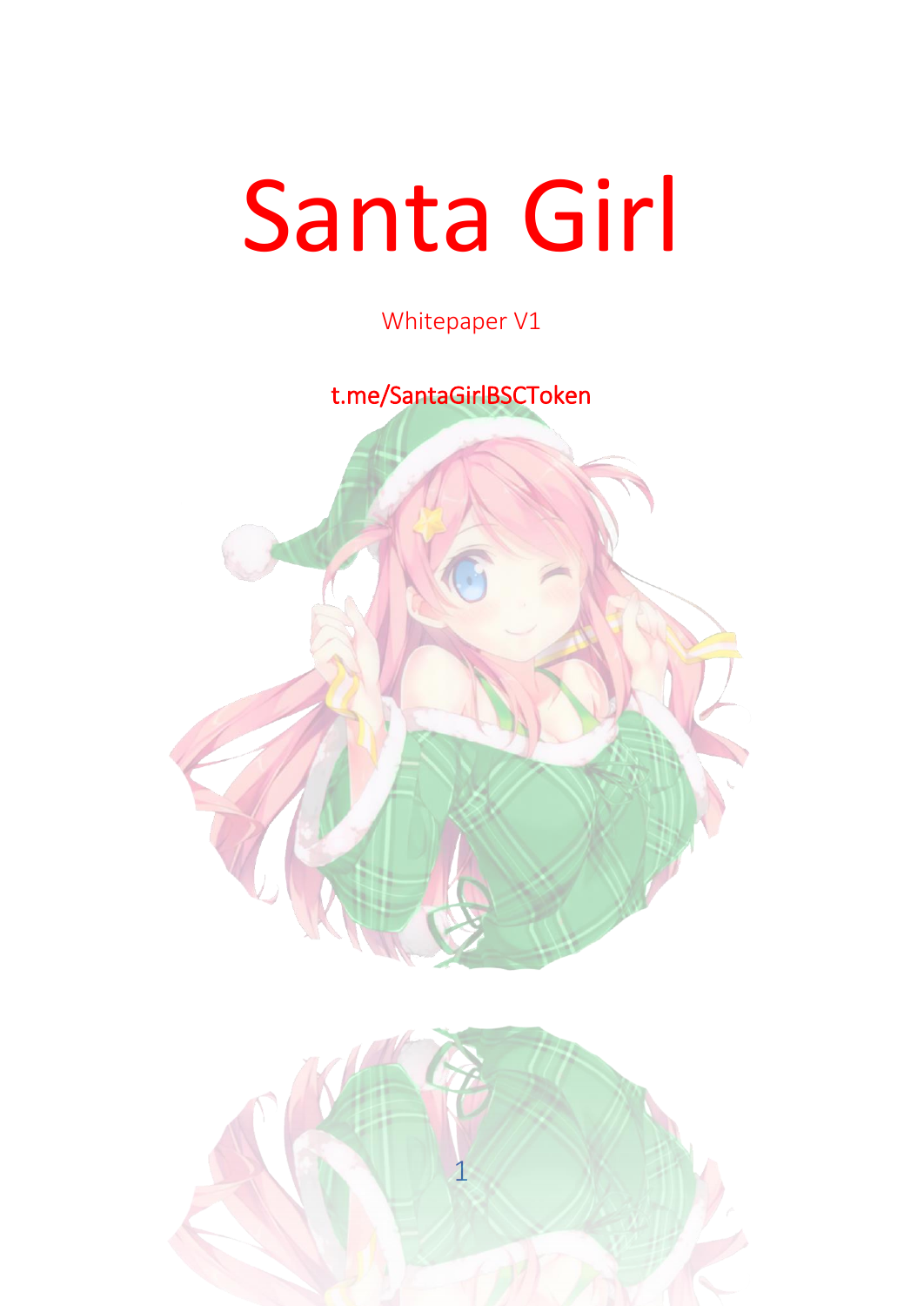# Santa Girl

Whitepaper V1

t.me/SantaGirlBSCToken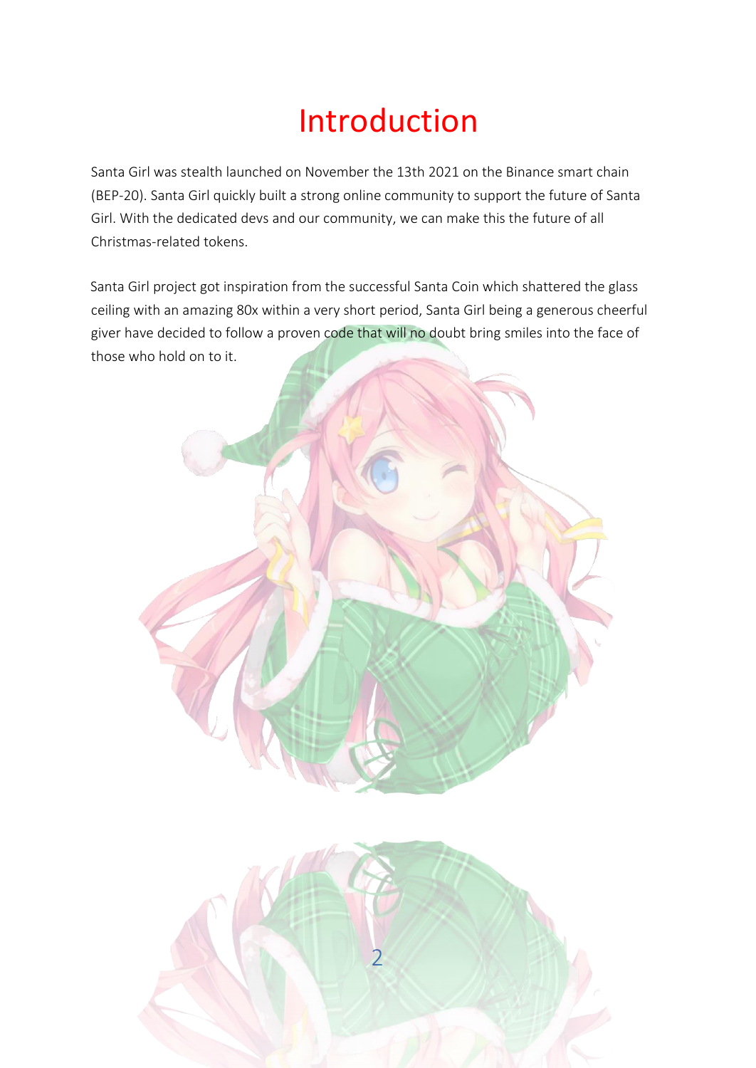# Introduction

Santa Girl was stealth launched on November the 13th 2021 on the Binance smart chain (BEP-20). Santa Girl quickly built a strong online community to support the future of Santa Girl. With the dedicated devs and our community, we can make this the future of all Christmas-related tokens.

Santa Girl project got inspiration from the successful Santa Coin which shattered the glass ceiling with an amazing 80x within a very short period, Santa Girl being a generous cheerful giver have decided to follow a proven code that will no doubt bring smiles into the face of those who hold on to it.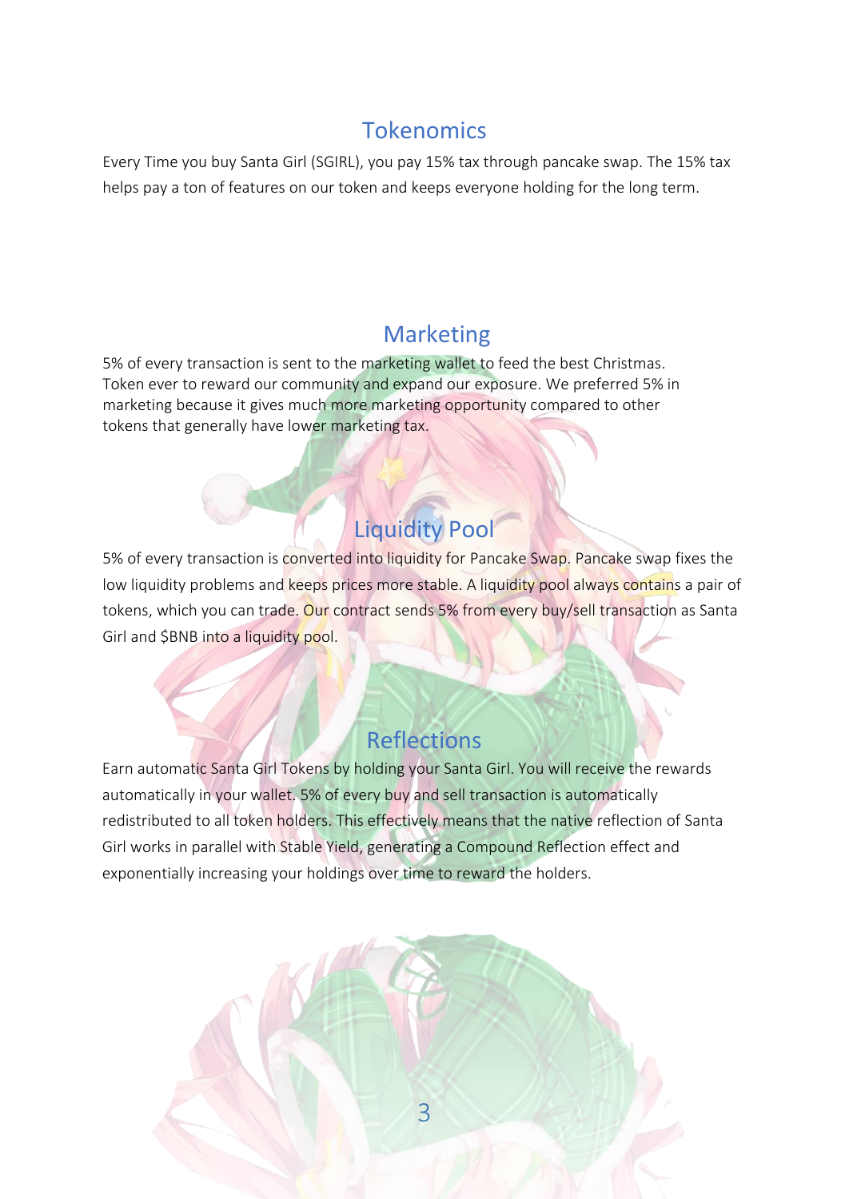## Tokenomics

Every Time you buy Santa Girl (SGIRL), you pay 15% tax through pancake swap. The 15% tax helps pay a ton of features on our token and keeps everyone holding for the long term.

## Marketing

5% of every transaction is sent to the marketing wallet to feed the best Christmas. Token ever to reward our community and expand our exposure. We preferred 5% in marketing because it gives much more marketing opportunity compared to other tokens that generally have lower marketing tax.

## Liquidity Pool

5% of every transaction is converted into liquidity for Pancake Swap. Pancake swap fixes the low liquidity problems and keeps prices more stable. A liquidity pool always contains a pair of tokens, which you can trade. Our contract sends 5% from every buy/sell transaction as Santa Girl and $BNB into a liquidity pool.

## Reflections

Earn automatic Santa Girl Tokens by holding your Santa Girl. You will receive the rewards automatically in your wallet. 5% of every buy and sell transaction is automatically redistributed to all token holders. This effectively means that the native reflection of Santa Girl works in parallel with Stable Yield, generating a Compound Reflection effect and exponentially increasing your holdings over time to reward the holders.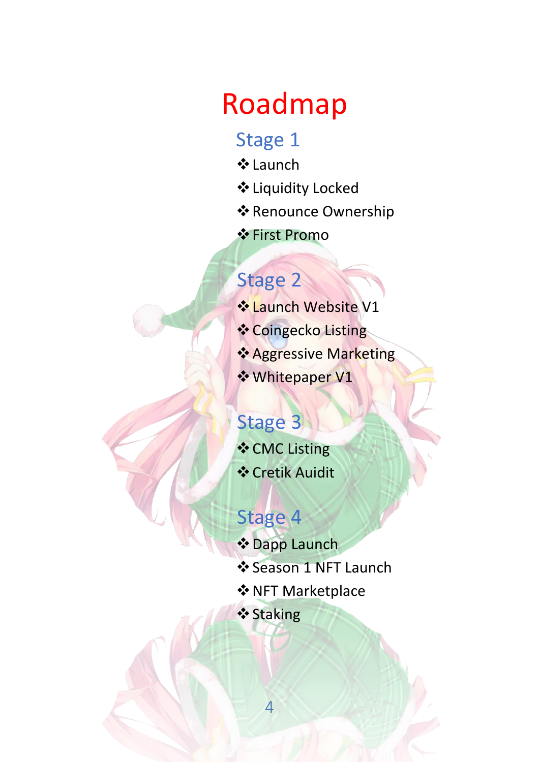# Roadmap

## Stage 1

- Launch
- Liquidity Locked
- Renounce Ownership
- First Promo

## Stage 2

- Launch Website V1
- Coingecko Listing
- Aggressive Marketing
- Whitepaper V1

## Stage 3

- CMC Listing
- Cretik Auidit

## Stage 4

- Dapp Launch
- Season 1 NFT Launch
- NFT Marketplace
- Staking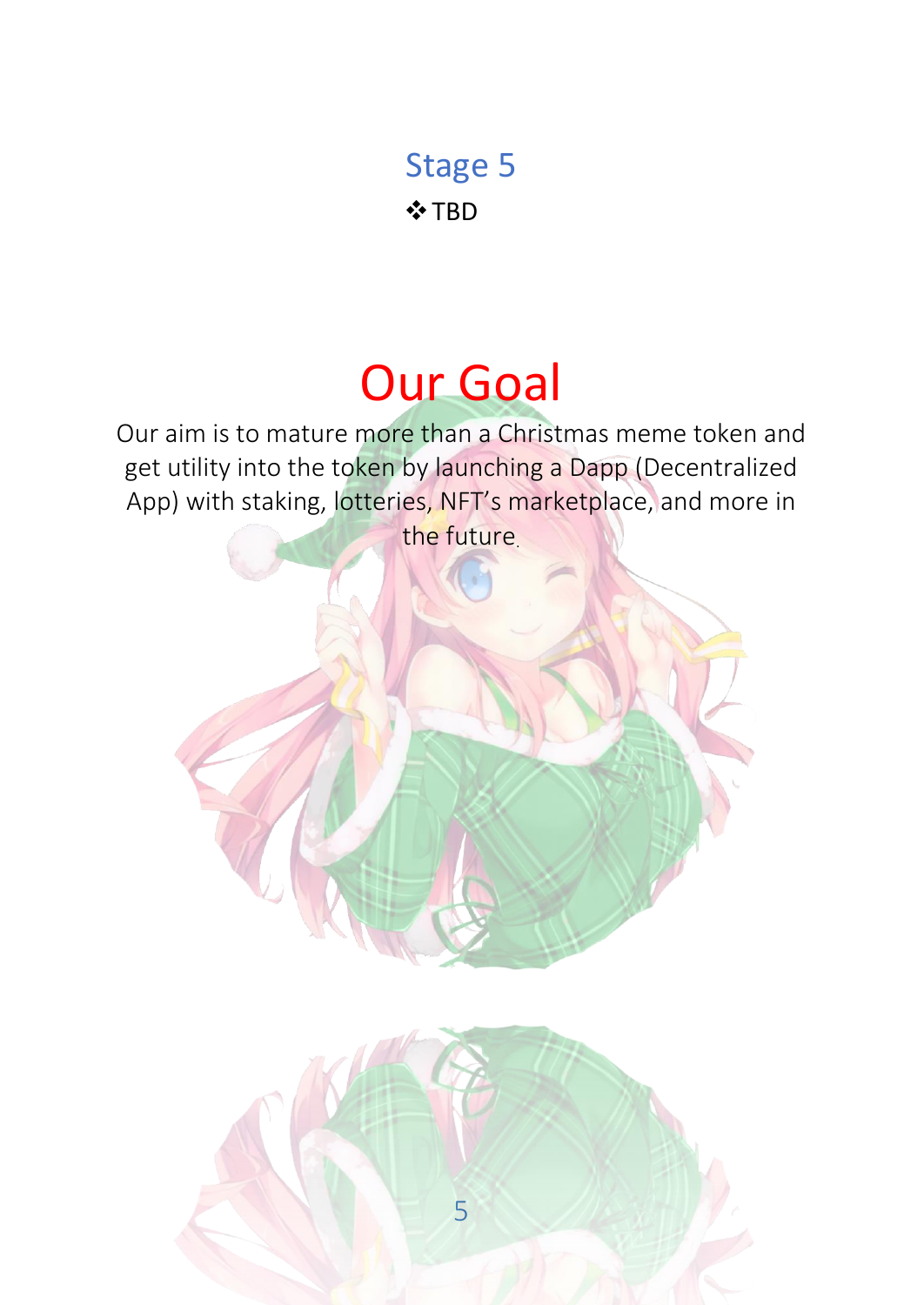## Stage 5

- TBD

# Our Goal

Our aim is to mature more than a Christmas meme token and get utility into the token by launching a Dapp (Decentralized App) with staking, lotteries, NFT's marketplace, and more in the future.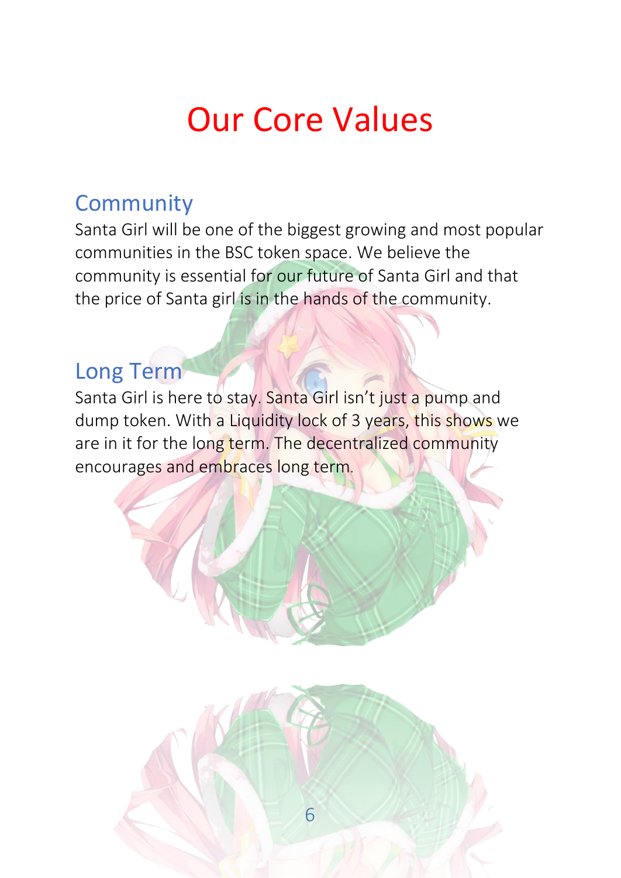# Our Core Values

## Community

Santa Girl will be one of the biggest growing and most popular communities in the BSC token space. We believe the community is essential for our future of Santa Girl and that the price of Santa girl is in the hands of the community.

## Long Term

Santa Girl is here to stay. Santa Girl isn't just a pump and dump token. With a Liquidity lock of 3 years, this shows we are in it for the long term. The decentralized community encourages and embraces long term.